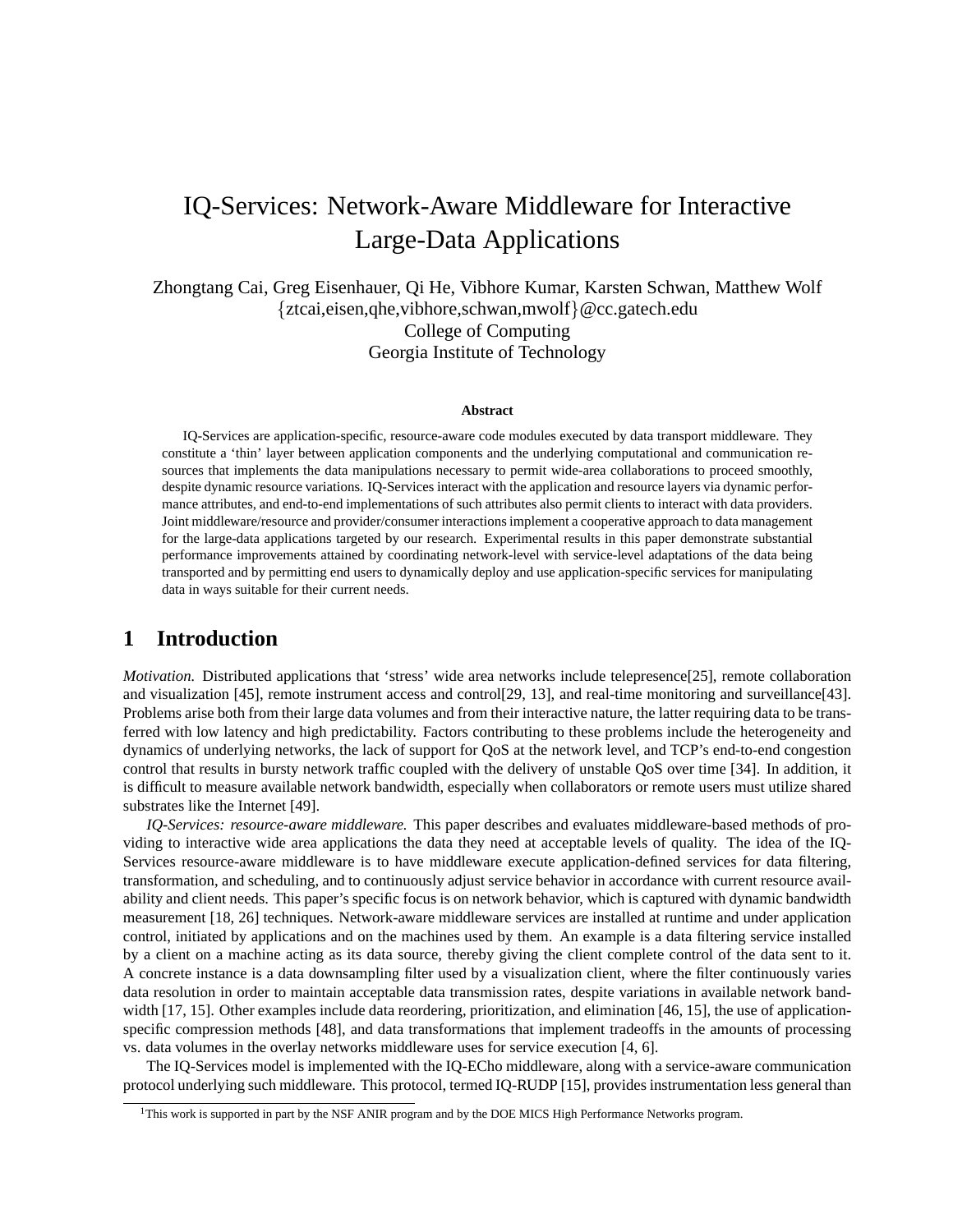# IQ-Services: Network-Aware Middleware for Interactive Large-Data Applications

Zhongtang Cai, Greg Eisenhauer, Qi He, Vibhore Kumar, Karsten Schwan, Matthew Wolf
{ztcai,eisen,qhe,vibhore,schwan,mwolf}@cc.gatech.edu
College of Computing
Georgia Institute of Technology

**Abstract**

IQ-Services are application-specific, resource-aware code modules executed by data transport middleware. They constitute a 'thin' layer between application components and the underlying computational and communication resources that implements the data manipulations necessary to permit wide-area collaborations to proceed smoothly, despite dynamic resource variations. IQ-Services interact with the application and resource layers via dynamic performance attributes, and end-to-end implementations of such attributes also permit clients to interact with data providers. Joint middleware/resource and provider/consumer interactions implement a cooperative approach to data management for the large-data applications targeted by our research. Experimental results in this paper demonstrate substantial performance improvements attained by coordinating network-level with service-level adaptations of the data being transported and by permitting end users to dynamically deploy and use application-specific services for manipulating data in ways suitable for their current needs.

## 1 Introduction

*Motivation.* Distributed applications that 'stress' wide area networks include telepresence[25], remote collaboration and visualization [45], remote instrument access and control[29, 13], and real-time monitoring and surveillance[43]. Problems arise both from their large data volumes and from their interactive nature, the latter requiring data to be transferred with low latency and high predictability. Factors contributing to these problems include the heterogeneity and dynamics of underlying networks, the lack of support for QoS at the network level, and TCP's end-to-end congestion control that results in bursty network traffic coupled with the delivery of unstable QoS over time [34]. In addition, it is difficult to measure available network bandwidth, especially when collaborators or remote users must utilize shared substrates like the Internet [49].

*IQ-Services: resource-aware middleware.* This paper describes and evaluates middleware-based methods of providing to interactive wide area applications the data they need at acceptable levels of quality. The idea of the IQ-Services resource-aware middleware is to have middleware execute application-defined services for data filtering, transformation, and scheduling, and to continuously adjust service behavior in accordance with current resource availability and client needs. This paper's specific focus is on network behavior, which is captured with dynamic bandwidth measurement [18, 26] techniques. Network-aware middleware services are installed at runtime and under application control, initiated by applications and on the machines used by them. An example is a data filtering service installed by a client on a machine acting as its data source, thereby giving the client complete control of the data sent to it. A concrete instance is a data downsampling filter used by a visualization client, where the filter continuously varies data resolution in order to maintain acceptable data transmission rates, despite variations in available network bandwidth [17, 15]. Other examples include data reordering, prioritization, and elimination [46, 15], the use of application-specific compression methods [48], and data transformations that implement tradeoffs in the amounts of processing vs. data volumes in the overlay networks middleware uses for service execution [4, 6].

The IQ-Services model is implemented with the IQ-ECho middleware, along with a service-aware communication protocol underlying such middleware. This protocol, termed IQ-RUDP [15], provides instrumentation less general than

[1] This work is supported in part by the NSF ANIR program and by the DOE MICS High Performance Networks program.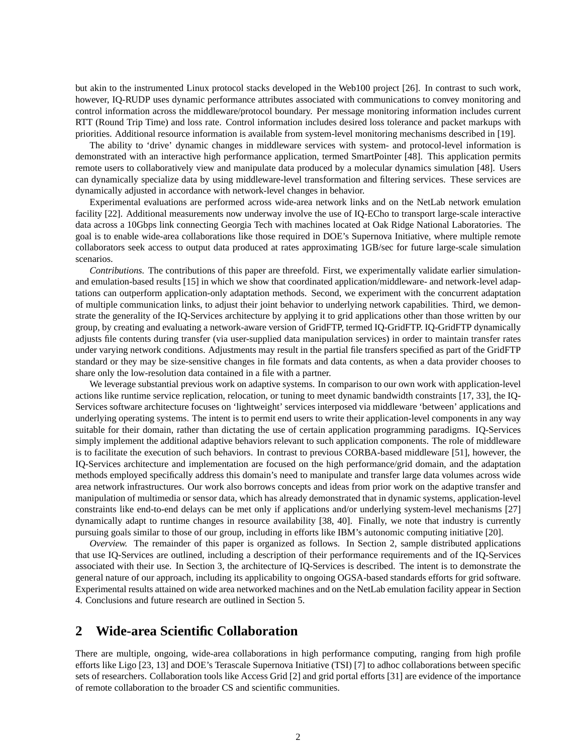but akin to the instrumented Linux protocol stacks developed in the Web100 project [26]. In contrast to such work, however, IQ-RUDP uses dynamic performance attributes associated with communications to convey monitoring and control information across the middleware/protocol boundary. Per message monitoring information includes current RTT (Round Trip Time) and loss rate. Control information includes desired loss tolerance and packet markups with priorities. Additional resource information is available from system-level monitoring mechanisms described in [19].

The ability to 'drive' dynamic changes in middleware services with system- and protocol-level information is demonstrated with an interactive high performance application, termed SmartPointer [48]. This application permits remote users to collaboratively view and manipulate data produced by a molecular dynamics simulation [48]. Users can dynamically specialize data by using middleware-level transformation and filtering services. These services are dynamically adjusted in accordance with network-level changes in behavior.

Experimental evaluations are performed across wide-area network links and on the NetLab network emulation facility [22]. Additional measurements now underway involve the use of IQ-ECho to transport large-scale interactive data across a 10Gbps link connecting Georgia Tech with machines located at Oak Ridge National Laboratories. The goal is to enable wide-area collaborations like those required in DOE's Supernova Initiative, where multiple remote collaborators seek access to output data produced at rates approximating 1GB/sec for future large-scale simulation scenarios.

*Contributions.* The contributions of this paper are threefold. First, we experimentally validate earlier simulation- and emulation-based results [15] in which we show that coordinated application/middleware- and network-level adaptations can outperform application-only adaptation methods. Second, we experiment with the concurrent adaptation of multiple communication links, to adjust their joint behavior to underlying network capabilities. Third, we demonstrate the generality of the IQ-Services architecture by applying it to grid applications other than those written by our group, by creating and evaluating a network-aware version of GridFTP, termed IQ-GridFTP. IQ-GridFTP dynamically adjusts file contents during transfer (via user-supplied data manipulation services) in order to maintain transfer rates under varying network conditions. Adjustments may result in the partial file transfers specified as part of the GridFTP standard or they may be size-sensitive changes in file formats and data contents, as when a data provider chooses to share only the low-resolution data contained in a file with a partner.

We leverage substantial previous work on adaptive systems. In comparison to our own work with application-level actions like runtime service replication, relocation, or tuning to meet dynamic bandwidth constraints [17, 33], the IQ-Services software architecture focuses on 'lightweight' services interposed via middleware 'between' applications and underlying operating systems. The intent is to permit end users to write their application-level components in any way suitable for their domain, rather than dictating the use of certain application programming paradigms. IQ-Services simply implement the additional adaptive behaviors relevant to such application components. The role of middleware is to facilitate the execution of such behaviors. In contrast to previous CORBA-based middleware [51], however, the IQ-Services architecture and implementation are focused on the high performance/grid domain, and the adaptation methods employed specifically address this domain's need to manipulate and transfer large data volumes across wide area network infrastructures. Our work also borrows concepts and ideas from prior work on the adaptive transfer and manipulation of multimedia or sensor data, which has already demonstrated that in dynamic systems, application-level constraints like end-to-end delays can be met only if applications and/or underlying system-level mechanisms [27] dynamically adapt to runtime changes in resource availability [38, 40]. Finally, we note that industry is currently pursuing goals similar to those of our group, including in efforts like IBM's autonomic computing initiative [20].

*Overview.* The remainder of this paper is organized as follows. In Section 2, sample distributed applications that use IQ-Services are outlined, including a description of their performance requirements and of the IQ-Services associated with their use. In Section 3, the architecture of IQ-Services is described. The intent is to demonstrate the general nature of our approach, including its applicability to ongoing OGSA-based standards efforts for grid software. Experimental results attained on wide area networked machines and on the NetLab emulation facility appear in Section 4. Conclusions and future research are outlined in Section 5.

## 2 Wide-area Scientific Collaboration

There are multiple, ongoing, wide-area collaborations in high performance computing, ranging from high profile efforts like Ligo [23, 13] and DOE's Terascale Supernova Initiative (TSI) [7] to adhoc collaborations between specific sets of researchers. Collaboration tools like Access Grid [2] and grid portal efforts [31] are evidence of the importance of remote collaboration to the broader CS and scientific communities.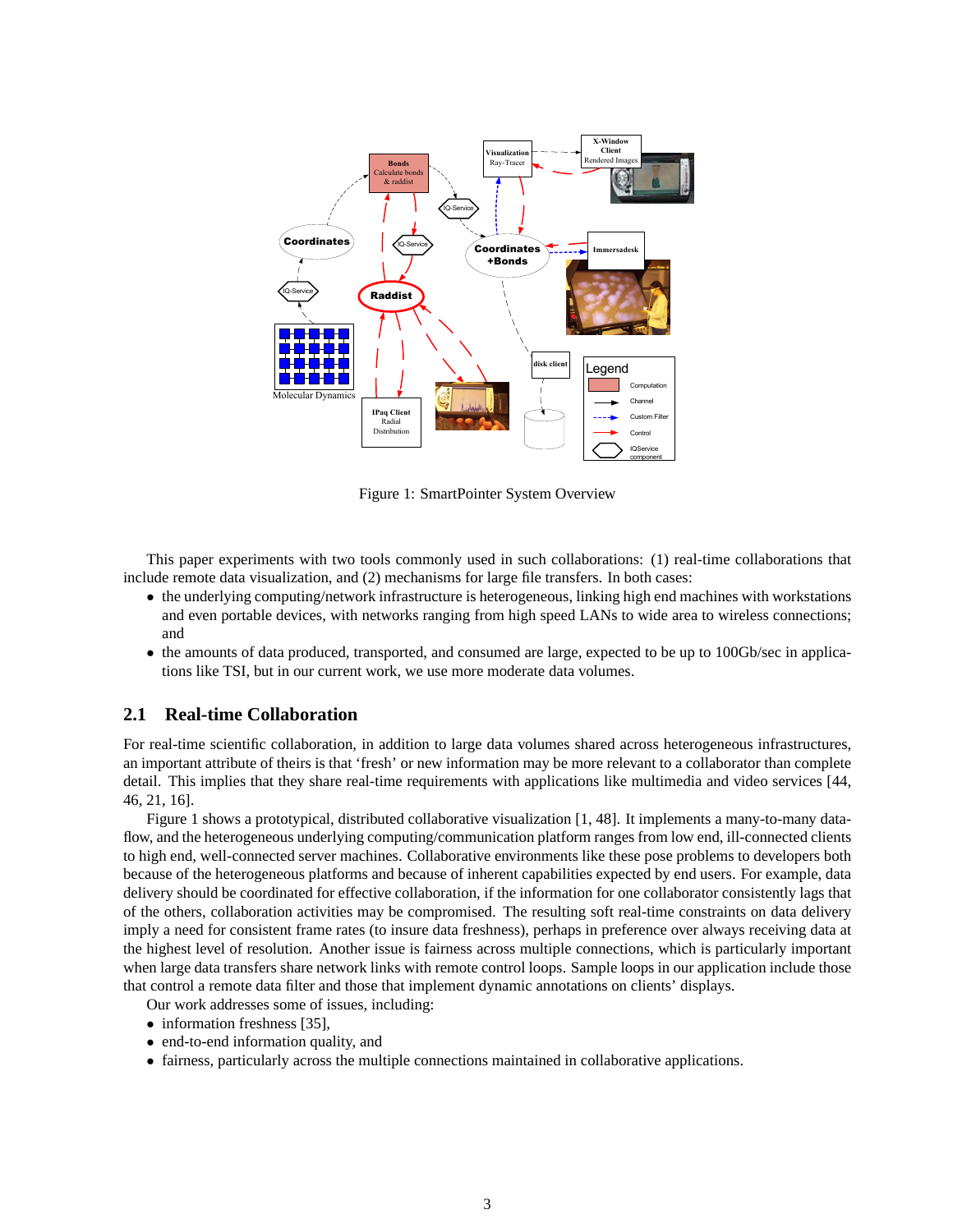Figure 1: SmartPointer System Overview

This paper experiments with two tools commonly used in such collaborations: (1) real-time collaborations that include remote data visualization, and (2) mechanisms for large file transfers. In both cases:

- the underlying computing/network infrastructure is heterogeneous, linking high end machines with workstations and even portable devices, with networks ranging from high speed LANs to wide area to wireless connections; and
- the amounts of data produced, transported, and consumed are large, expected to be up to 100Gb/sec in applications like TSI, but in our current work, we use more moderate data volumes.

## 2.1 Real-time Collaboration

For real-time scientific collaboration, in addition to large data volumes shared across heterogeneous infrastructures, an important attribute of theirs is that 'fresh' or new information may be more relevant to a collaborator than complete detail. This implies that they share real-time requirements with applications like multimedia and video services [44, 46, 21, 16].

Figure 1 shows a prototypical, distributed collaborative visualization [1, 48]. It implements a many-to-many dataflow, and the heterogeneous underlying computing/communication platform ranges from low end, ill-connected clients to high end, well-connected server machines. Collaborative environments like these pose problems to developers both because of the heterogeneous platforms and because of inherent capabilities expected by end users. For example, data delivery should be coordinated for effective collaboration, if the information for one collaborator consistently lags that of the others, collaboration activities may be compromised. The resulting soft real-time constraints on data delivery imply a need for consistent frame rates (to insure data freshness), perhaps in preference over always receiving data at the highest level of resolution. Another issue is fairness across multiple connections, which is particularly important when large data transfers share network links with remote control loops. Sample loops in our application include those that control a remote data filter and those that implement dynamic annotations on clients' displays.

Our work addresses some of issues, including:

- information freshness [35],
- end-to-end information quality, and
- fairness, particularly across the multiple connections maintained in collaborative applications.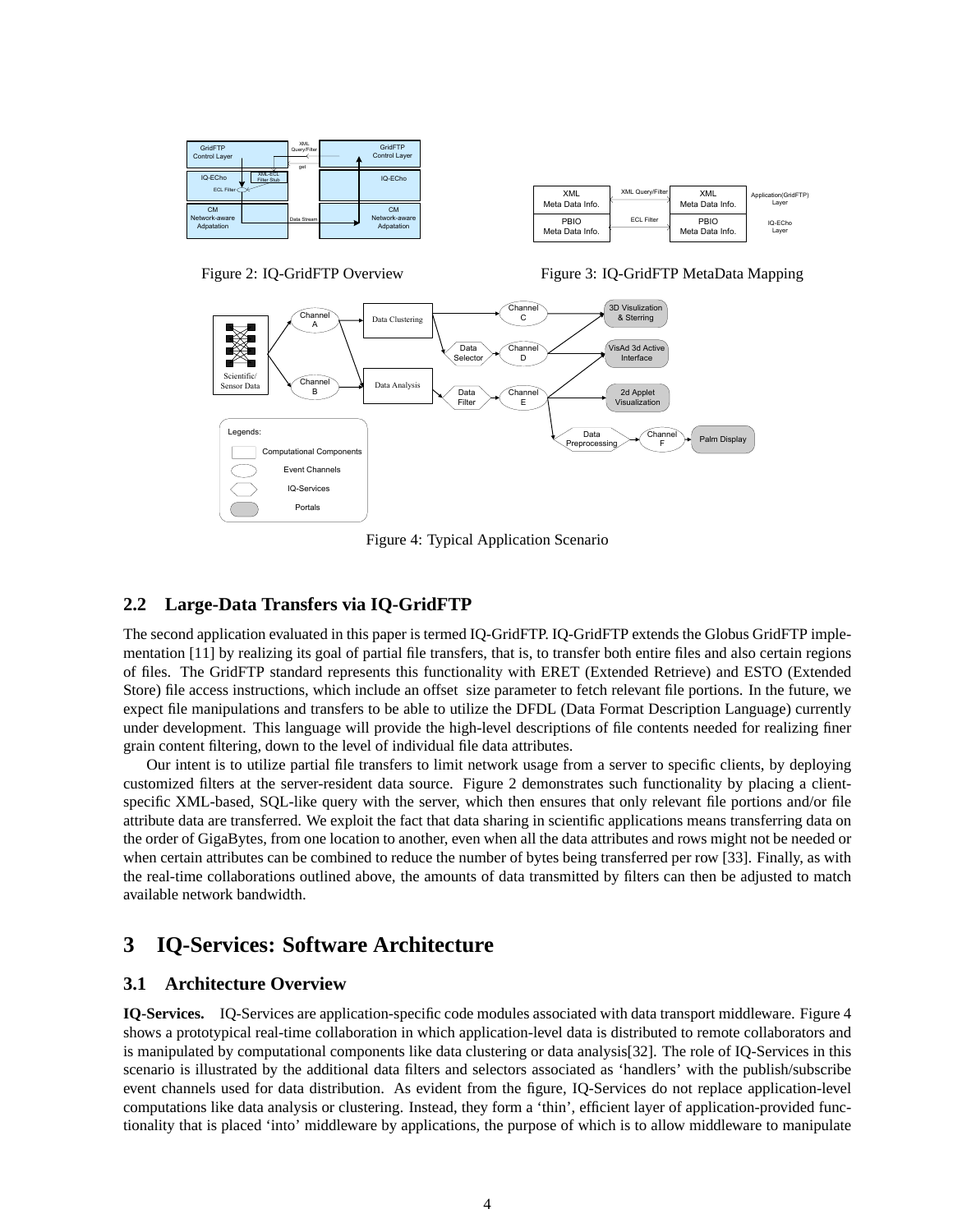Figure 2: IQ-GridFTP Overview

Figure 3: IQ-GridFTP MetaData Mapping

Figure 4: Typical Application Scenario

### 2.2 Large-Data Transfers via IQ-GridFTP

The second application evaluated in this paper is termed IQ-GridFTP. IQ-GridFTP extends the Globus GridFTP implementation [11] by realizing its goal of partial file transfers, that is, to transfer both entire files and also certain regions of files. The GridFTP standard represents this functionality with ERET (Extended Retrieve) and ESTO (Extended Store) file access instructions, which include an offset size parameter to fetch relevant file portions. In the future, we expect file manipulations and transfers to be able to utilize the DFDL (Data Format Description Language) currently under development. This language will provide the high-level descriptions of file contents needed for realizing finer grain content filtering, down to the level of individual file data attributes.

Our intent is to utilize partial file transfers to limit network usage from a server to specific clients, by deploying customized filters at the server-resident data source. Figure 2 demonstrates such functionality by placing a client-specific XML-based, SQL-like query with the server, which then ensures that only relevant file portions and/or file attribute data are transferred. We exploit the fact that data sharing in scientific applications means transferring data on the order of GigaBytes, from one location to another, even when all the data attributes and rows might not be needed or when certain attributes can be combined to reduce the number of bytes being transferred per row [33]. Finally, as with the real-time collaborations outlined above, the amounts of data transmitted by filters can then be adjusted to match available network bandwidth.

## 3 IQ-Services: Software Architecture

### 3.1 Architecture Overview

**IQ-Services.** IQ-Services are application-specific code modules associated with data transport middleware. Figure 4 shows a prototypical real-time collaboration in which application-level data is distributed to remote collaborators and is manipulated by computational components like data clustering or data analysis[32]. The role of IQ-Services in this scenario is illustrated by the additional data filters and selectors associated as 'handlers' with the publish/subscribe event channels used for data distribution. As evident from the figure, IQ-Services do not replace application-level computations like data analysis or clustering. Instead, they form a 'thin', efficient layer of application-provided functionality that is placed 'into' middleware by applications, the purpose of which is to allow middleware to manipulate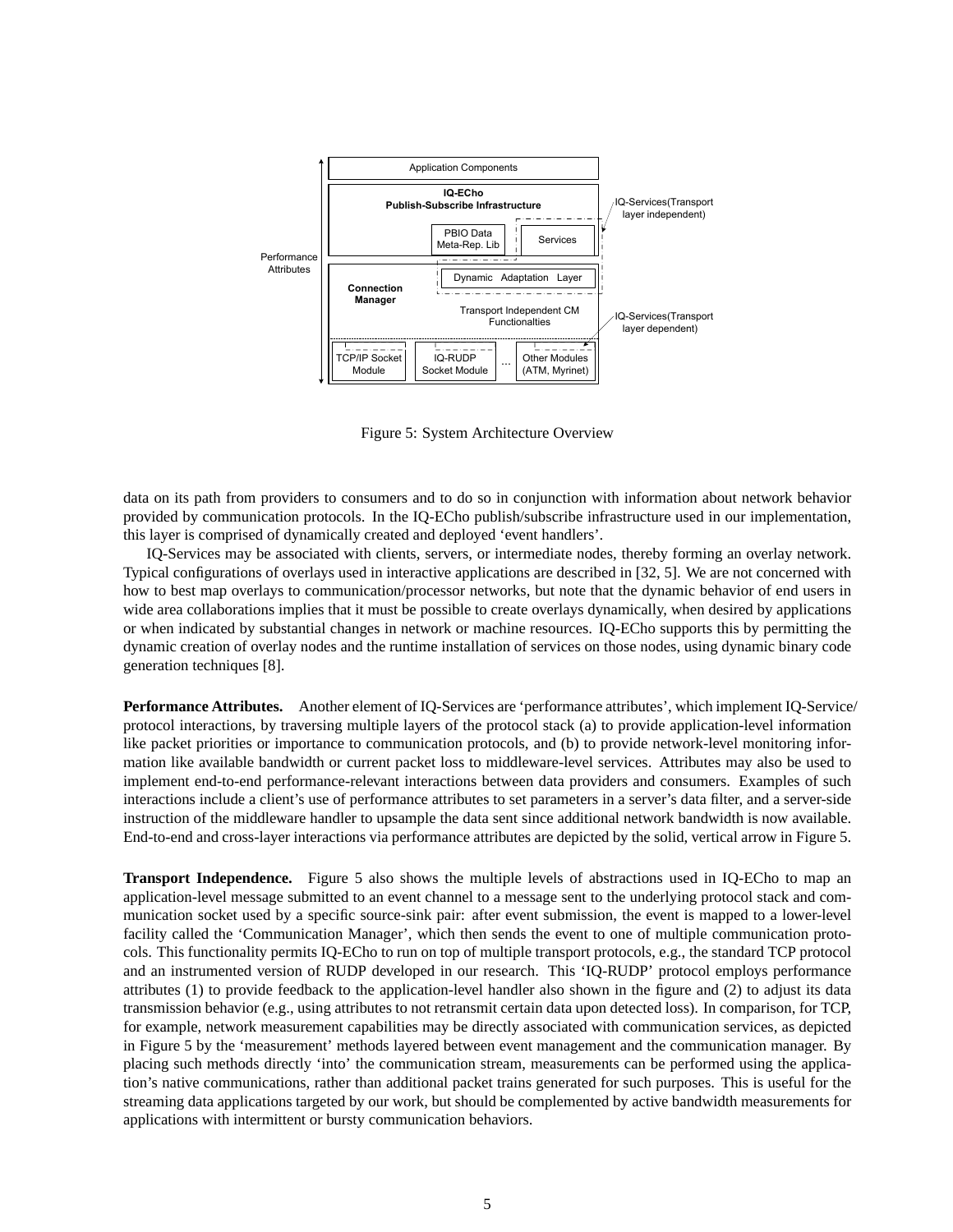Figure 5: System Architecture Overview

data on its path from providers to consumers and to do so in conjunction with information about network behavior provided by communication protocols. In the IQ-ECho publish/subscribe infrastructure used in our implementation, this layer is comprised of dynamically created and deployed 'event handlers'.

IQ-Services may be associated with clients, servers, or intermediate nodes, thereby forming an overlay network. Typical configurations of overlays used in interactive applications are described in [32, 5]. We are not concerned with how to best map overlays to communication/processor networks, but note that the dynamic behavior of end users in wide area collaborations implies that it must be possible to create overlays dynamically, when desired by applications or when indicated by substantial changes in network or machine resources. IQ-ECho supports this by permitting the dynamic creation of overlay nodes and the runtime installation of services on those nodes, using dynamic binary code generation techniques [8].

**Performance Attributes.** Another element of IQ-Services are 'performance attributes', which implement IQ-Service/ protocol interactions, by traversing multiple layers of the protocol stack (a) to provide application-level information like packet priorities or importance to communication protocols, and (b) to provide network-level monitoring information like available bandwidth or current packet loss to middleware-level services. Attributes may also be used to implement end-to-end performance-relevant interactions between data providers and consumers. Examples of such interactions include a client's use of performance attributes to set parameters in a server's data filter, and a server-side instruction of the middleware handler to upsample the data sent since additional network bandwidth is now available. End-to-end and cross-layer interactions via performance attributes are depicted by the solid, vertical arrow in Figure 5.

**Transport Independence.** Figure 5 also shows the multiple levels of abstractions used in IQ-ECho to map an application-level message submitted to an event channel to a message sent to the underlying protocol stack and communication socket used by a specific source-sink pair: after event submission, the event is mapped to a lower-level facility called the 'Communication Manager', which then sends the event to one of multiple communication protocols. This functionality permits IQ-ECho to run on top of multiple transport protocols, e.g., the standard TCP protocol and an instrumented version of RUDP developed in our research. This 'IQ-RUDP' protocol employs performance attributes (1) to provide feedback to the application-level handler also shown in the figure and (2) to adjust its data transmission behavior (e.g., using attributes to not retransmit certain data upon detected loss). In comparison, for TCP, for example, network measurement capabilities may be directly associated with communication services, as depicted in Figure 5 by the 'measurement' methods layered between event management and the communication manager. By placing such methods directly 'into' the communication stream, measurements can be performed using the application's native communications, rather than additional packet trains generated for such purposes. This is useful for the streaming data applications targeted by our work, but should be complemented by active bandwidth measurements for applications with intermittent or bursty communication behaviors.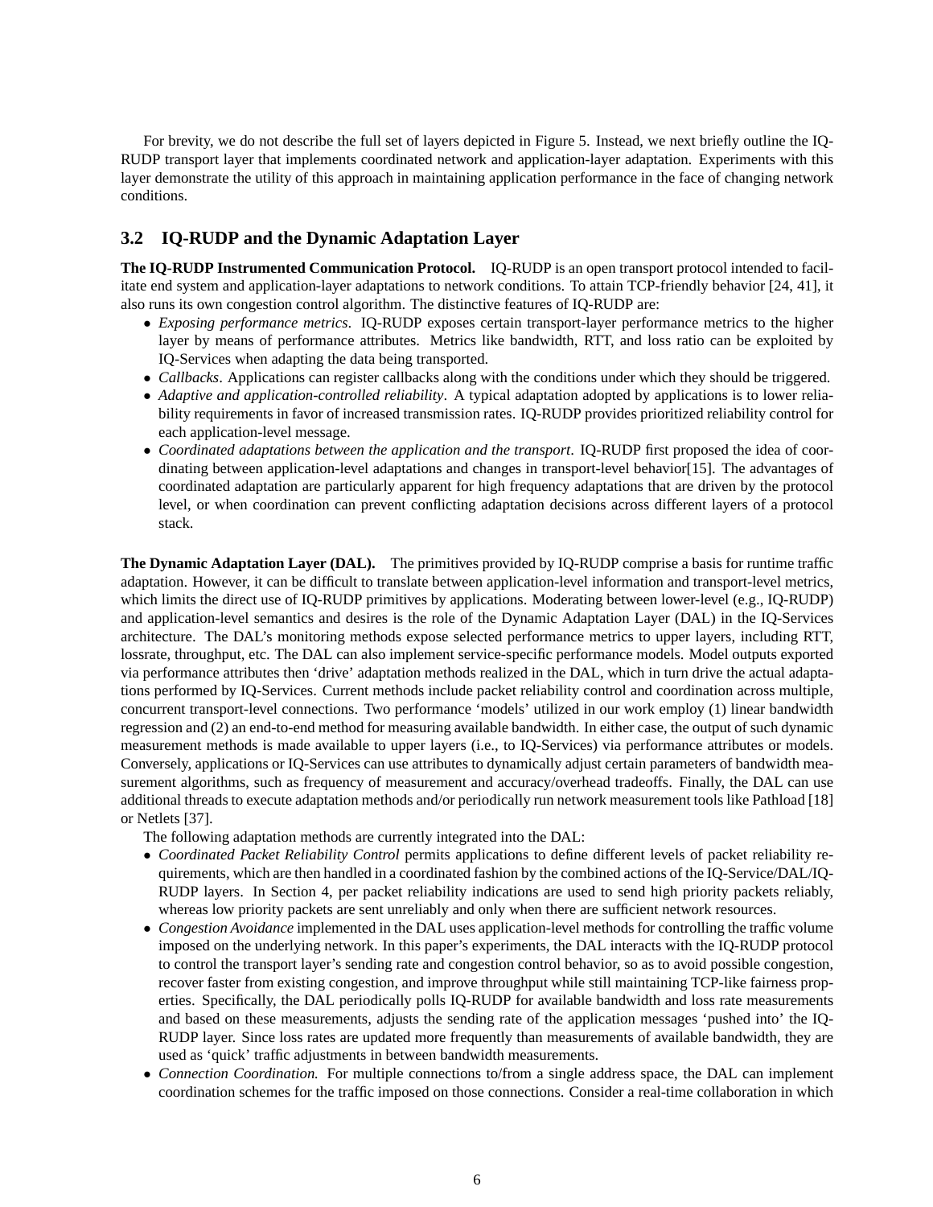For brevity, we do not describe the full set of layers depicted in Figure 5. Instead, we next briefly outline the IQ-RUDP transport layer that implements coordinated network and application-layer adaptation. Experiments with this layer demonstrate the utility of this approach in maintaining application performance in the face of changing network conditions.

### 3.2 IQ-RUDP and the Dynamic Adaptation Layer

**The IQ-RUDP Instrumented Communication Protocol.** IQ-RUDP is an open transport protocol intended to facilitate end system and application-layer adaptations to network conditions. To attain TCP-friendly behavior [24, 41], it also runs its own congestion control algorithm. The distinctive features of IQ-RUDP are:

- *Exposing performance metrics*. IQ-RUDP exposes certain transport-layer performance metrics to the higher layer by means of performance attributes. Metrics like bandwidth, RTT, and loss ratio can be exploited by IQ-Services when adapting the data being transported.
- *Callbacks*. Applications can register callbacks along with the conditions under which they should be triggered.
- *Adaptive and application-controlled reliability*. A typical adaptation adopted by applications is to lower reliability requirements in favor of increased transmission rates. IQ-RUDP provides prioritized reliability control for each application-level message.
- *Coordinated adaptations between the application and the transport*. IQ-RUDP first proposed the idea of coordinating between application-level adaptations and changes in transport-level behavior[15]. The advantages of coordinated adaptation are particularly apparent for high frequency adaptations that are driven by the protocol level, or when coordination can prevent conflicting adaptation decisions across different layers of a protocol stack.

**The Dynamic Adaptation Layer (DAL).** The primitives provided by IQ-RUDP comprise a basis for runtime traffic adaptation. However, it can be difficult to translate between application-level information and transport-level metrics, which limits the direct use of IQ-RUDP primitives by applications. Moderating between lower-level (e.g., IQ-RUDP) and application-level semantics and desires is the role of the Dynamic Adaptation Layer (DAL) in the IQ-Services architecture. The DAL's monitoring methods expose selected performance metrics to upper layers, including RTT, lossrate, throughput, etc. The DAL can also implement service-specific performance models. Model outputs exported via performance attributes then 'drive' adaptation methods realized in the DAL, which in turn drive the actual adaptations performed by IQ-Services. Current methods include packet reliability control and coordination across multiple, concurrent transport-level connections. Two performance 'models' utilized in our work employ (1) linear bandwidth regression and (2) an end-to-end method for measuring available bandwidth. In either case, the output of such dynamic measurement methods is made available to upper layers (i.e., to IQ-Services) via performance attributes or models. Conversely, applications or IQ-Services can use attributes to dynamically adjust certain parameters of bandwidth measurement algorithms, such as frequency of measurement and accuracy/overhead tradeoffs. Finally, the DAL can use additional threads to execute adaptation methods and/or periodically run network measurement tools like Pathload [18] or Netlets [37].

The following adaptation methods are currently integrated into the DAL:

- *Coordinated Packet Reliability Control* permits applications to define different levels of packet reliability requirements, which are then handled in a coordinated fashion by the combined actions of the IQ-Service/DAL/IQ-RUDP layers. In Section 4, per packet reliability indications are used to send high priority packets reliably, whereas low priority packets are sent unreliably and only when there are sufficient network resources.
- *Congestion Avoidance* implemented in the DAL uses application-level methods for controlling the traffic volume imposed on the underlying network. In this paper's experiments, the DAL interacts with the IQ-RUDP protocol to control the transport layer's sending rate and congestion control behavior, so as to avoid possible congestion, recover faster from existing congestion, and improve throughput while still maintaining TCP-like fairness properties. Specifically, the DAL periodically polls IQ-RUDP for available bandwidth and loss rate measurements and based on these measurements, adjusts the sending rate of the application messages 'pushed into' the IQ-RUDP layer. Since loss rates are updated more frequently than measurements of available bandwidth, they are used as 'quick' traffic adjustments in between bandwidth measurements.
- *Connection Coordination.* For multiple connections to/from a single address space, the DAL can implement coordination schemes for the traffic imposed on those connections. Consider a real-time collaboration in which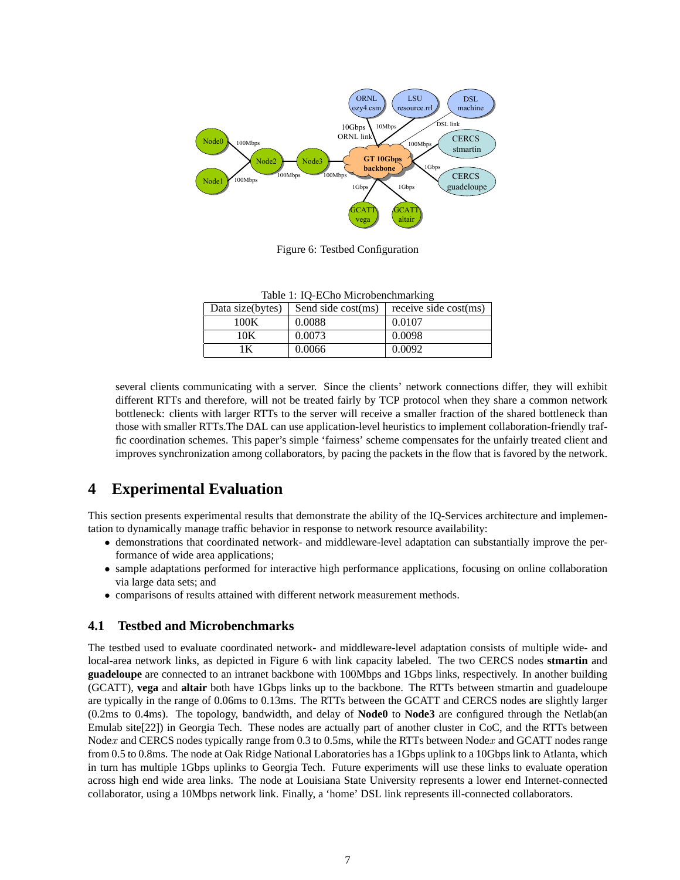Figure 6: Testbed Configuration

Table 1: IQ-ECho Microbenchmarking

| Data size(bytes) | Send side cost(ms) | receive side cost(ms) |
|---|---|---|
| 100K | 0.0088 | 0.0107 |
| 10K | 0.0073 | 0.0098 |
| 1K | 0.0066 | 0.0092 |

several clients communicating with a server. Since the clients' network connections differ, they will exhibit different RTTs and therefore, will not be treated fairly by TCP protocol when they share a common network bottleneck: clients with larger RTTs to the server will receive a smaller fraction of the shared bottleneck than those with smaller RTTs.The DAL can use application-level heuristics to implement collaboration-friendly traffic coordination schemes. This paper's simple 'fairness' scheme compensates for the unfairly treated client and improves synchronization among collaborators, by pacing the packets in the flow that is favored by the network.

# 4 Experimental Evaluation

This section presents experimental results that demonstrate the ability of the IQ-Services architecture and implementation to dynamically manage traffic behavior in response to network resource availability:

- demonstrations that coordinated network- and middleware-level adaptation can substantially improve the performance of wide area applications;
- sample adaptations performed for interactive high performance applications, focusing on online collaboration via large data sets; and
- comparisons of results attained with different network measurement methods.

## 4.1 Testbed and Microbenchmarks

The testbed used to evaluate coordinated network- and middleware-level adaptation consists of multiple wide- and local-area network links, as depicted in Figure 6 with link capacity labeled. The two CERCS nodes **stmartin** and **guadeloupe** are connected to an intranet backbone with 100Mbps and 1Gbps links, respectively. In another building (GCATT), **vega** and **altair** both have 1Gbps links up to the backbone. The RTTs between stmartin and guadeloupe are typically in the range of 0.06ms to 0.13ms. The RTTs between the GCATT and CERCS nodes are slightly larger (0.2ms to 0.4ms). The topology, bandwidth, and delay of **Node0** to **Node3** are configured through the Netlab(an Emulab site[22]) in Georgia Tech. These nodes are actually part of another cluster in CoC, and the RTTs between Node$x$ and CERCS nodes typically range from 0.3 to 0.5ms, while the RTTs between Node$x$ and GCATT nodes range from 0.5 to 0.8ms. The node at Oak Ridge National Laboratories has a 1Gbps uplink to a 10Gbps link to Atlanta, which in turn has multiple 1Gbps uplinks to Georgia Tech. Future experiments will use these links to evaluate operation across high end wide area links. The node at Louisiana State University represents a lower end Internet-connected collaborator, using a 10Mbps network link. Finally, a 'home' DSL link represents ill-connected collaborators.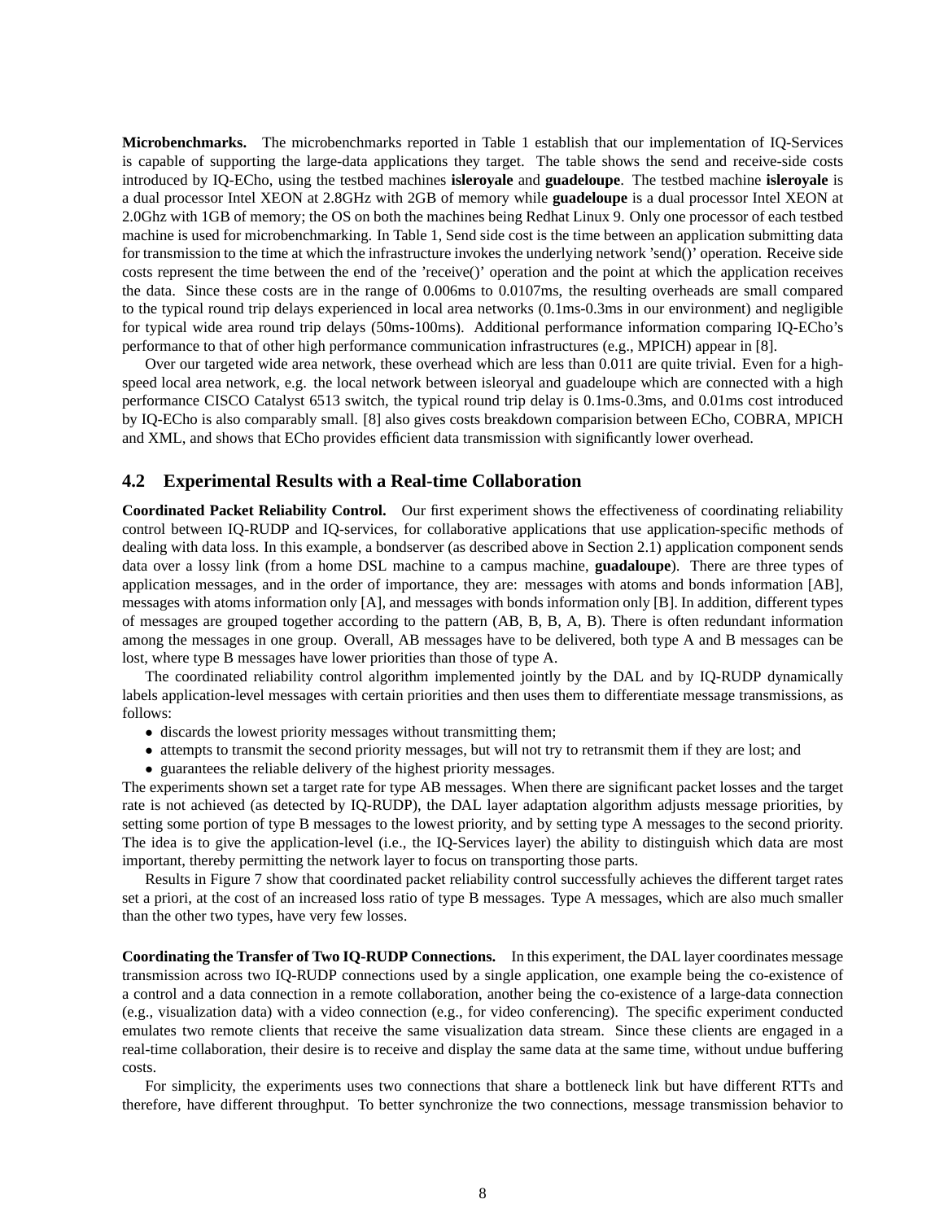**Microbenchmarks.** The microbenchmarks reported in Table 1 establish that our implementation of IQ-Services is capable of supporting the large-data applications they target. The table shows the send and receive-side costs introduced by IQ-ECho, using the testbed machines **isleroyale** and **guadeloupe**. The testbed machine **isleroyale** is a dual processor Intel XEON at 2.8GHz with 2GB of memory while **guadeloupe** is a dual processor Intel XEON at 2.0Ghz with 1GB of memory; the OS on both the machines being Redhat Linux 9. Only one processor of each testbed machine is used for microbenchmarking. In Table 1, Send side cost is the time between an application submitting data for transmission to the time at which the infrastructure invokes the underlying network 'send()' operation. Receive side costs represent the time between the end of the 'receive()' operation and the point at which the application receives the data. Since these costs are in the range of 0.006ms to 0.0107ms, the resulting overheads are small compared to the typical round trip delays experienced in local area networks (0.1ms-0.3ms in our environment) and negligible for typical wide area round trip delays (50ms-100ms). Additional performance information comparing IQ-ECho's performance to that of other high performance communication infrastructures (e.g., MPICH) appear in [8].

Over our targeted wide area network, these overhead which are less than 0.011 are quite trivial. Even for a high-speed local area network, e.g. the local network between isleoryal and guadeloupe which are connected with a high performance CISCO Catalyst 6513 switch, the typical round trip delay is 0.1ms-0.3ms, and 0.01ms cost introduced by IQ-ECho is also comparably small. [8] also gives costs breakdown comparision between ECho, COBRA, MPICH and XML, and shows that ECho provides efficient data transmission with significantly lower overhead.

## 4.2 Experimental Results with a Real-time Collaboration

**Coordinated Packet Reliability Control.** Our first experiment shows the effectiveness of coordinating reliability control between IQ-RUDP and IQ-services, for collaborative applications that use application-specific methods of dealing with data loss. In this example, a bondserver (as described above in Section 2.1) application component sends data over a lossy link (from a home DSL machine to a campus machine, **guadaloupe**). There are three types of application messages, and in the order of importance, they are: messages with atoms and bonds information [AB], messages with atoms information only [A], and messages with bonds information only [B]. In addition, different types of messages are grouped together according to the pattern (AB, B, B, A, B). There is often redundant information among the messages in one group. Overall, AB messages have to be delivered, both type A and B messages can be lost, where type B messages have lower priorities than those of type A.

The coordinated reliability control algorithm implemented jointly by the DAL and by IQ-RUDP dynamically labels application-level messages with certain priorities and then uses them to differentiate message transmissions, as follows:

- discards the lowest priority messages without transmitting them;
- attempts to transmit the second priority messages, but will not try to retransmit them if they are lost; and
- guarantees the reliable delivery of the highest priority messages.

The experiments shown set a target rate for type AB messages. When there are significant packet losses and the target rate is not achieved (as detected by IQ-RUDP), the DAL layer adaptation algorithm adjusts message priorities, by setting some portion of type B messages to the lowest priority, and by setting type A messages to the second priority. The idea is to give the application-level (i.e., the IQ-Services layer) the ability to distinguish which data are most important, thereby permitting the network layer to focus on transporting those parts.

Results in Figure 7 show that coordinated packet reliability control successfully achieves the different target rates set a priori, at the cost of an increased loss ratio of type B messages. Type A messages, which are also much smaller than the other two types, have very few losses.

**Coordinating the Transfer of Two IQ-RUDP Connections.** In this experiment, the DAL layer coordinates message transmission across two IQ-RUDP connections used by a single application, one example being the co-existence of a control and a data connection in a remote collaboration, another being the co-existence of a large-data connection (e.g., visualization data) with a video connection (e.g., for video conferencing). The specific experiment conducted emulates two remote clients that receive the same visualization data stream. Since these clients are engaged in a real-time collaboration, their desire is to receive and display the same data at the same time, without undue buffering costs.

For simplicity, the experiments uses two connections that share a bottleneck link but have different RTTs and therefore, have different throughput. To better synchronize the two connections, message transmission behavior to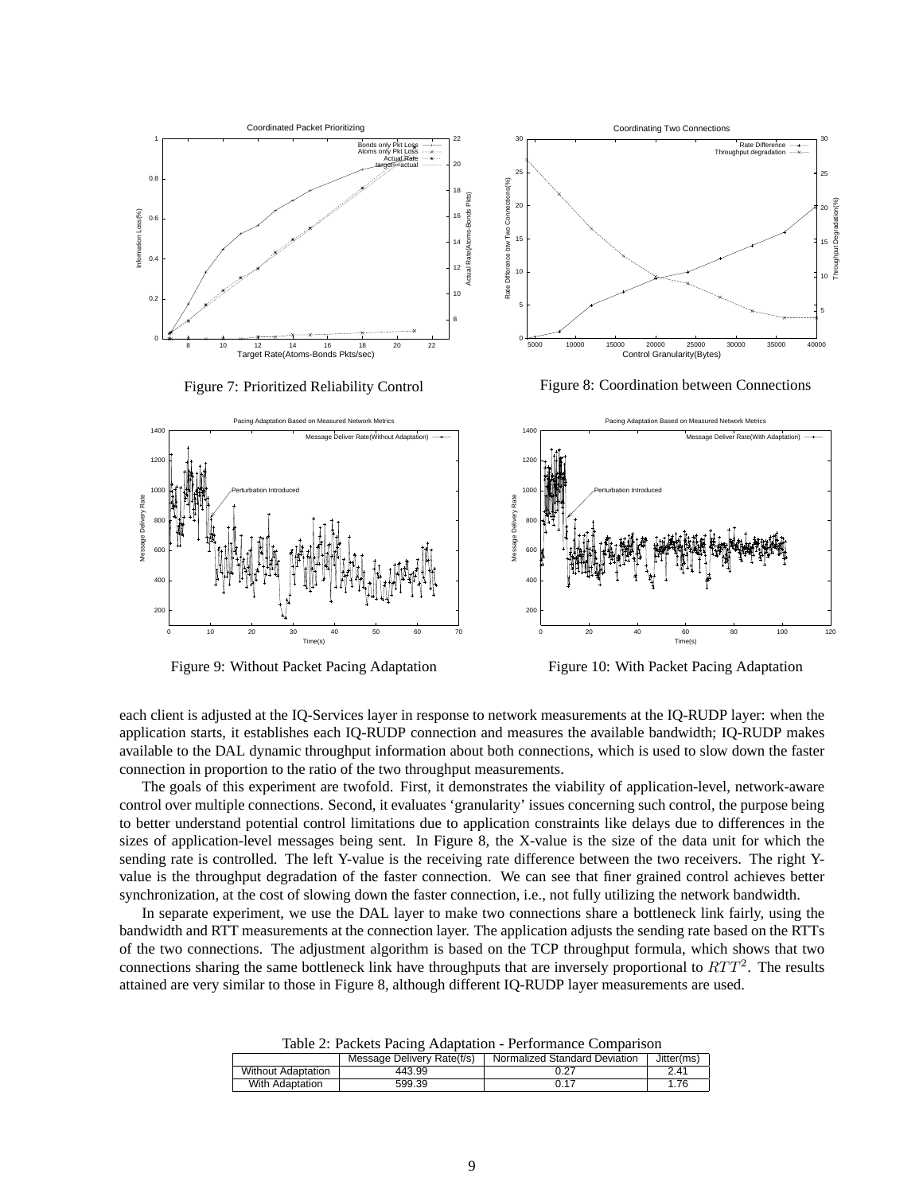Figure 7: Prioritized Reliability Control

Figure 8: Coordination between Connections

Figure 9: Without Packet Pacing Adaptation

Figure 10: With Packet Pacing Adaptation

each client is adjusted at the IQ-Services layer in response to network measurements at the IQ-RUDP layer: when the application starts, it establishes each IQ-RUDP connection and measures the available bandwidth; IQ-RUDP makes available to the DAL dynamic throughput information about both connections, which is used to slow down the faster connection in proportion to the ratio of the two throughput measurements.

The goals of this experiment are twofold. First, it demonstrates the viability of application-level, network-aware control over multiple connections. Second, it evaluates 'granularity' issues concerning such control, the purpose being to better understand potential control limitations due to application constraints like delays due to differences in the sizes of application-level messages being sent. In Figure 8, the X-value is the size of the data unit for which the sending rate is controlled. The left Y-value is the receiving rate difference between the two receivers. The right Y-value is the throughput degradation of the faster connection. We can see that finer grained control achieves better synchronization, at the cost of slowing down the faster connection, i.e., not fully utilizing the network bandwidth.

In separate experiment, we use the DAL layer to make two connections share a bottleneck link fairly, using the bandwidth and RTT measurements at the connection layer. The application adjusts the sending rate based on the RTTs of the two connections. The adjustment algorithm is based on the TCP throughput formula, which shows that two connections sharing the same bottleneck link have throughputs that are inversely proportional to $RTT^2$. The results attained are very similar to those in Figure 8, although different IQ-RUDP layer measurements are used.

Table 2: Packets Pacing Adaptation - Performance Comparison

| | Message Delivery Rate(f/s) | Normalized Standard Deviation | Jitter(ms) |
|---|---|---|---|
| Without Adaptation | 443.99 | 0.27 | 2.41 |
| With Adaptation | 599.39 | 0.17 | 1.76 |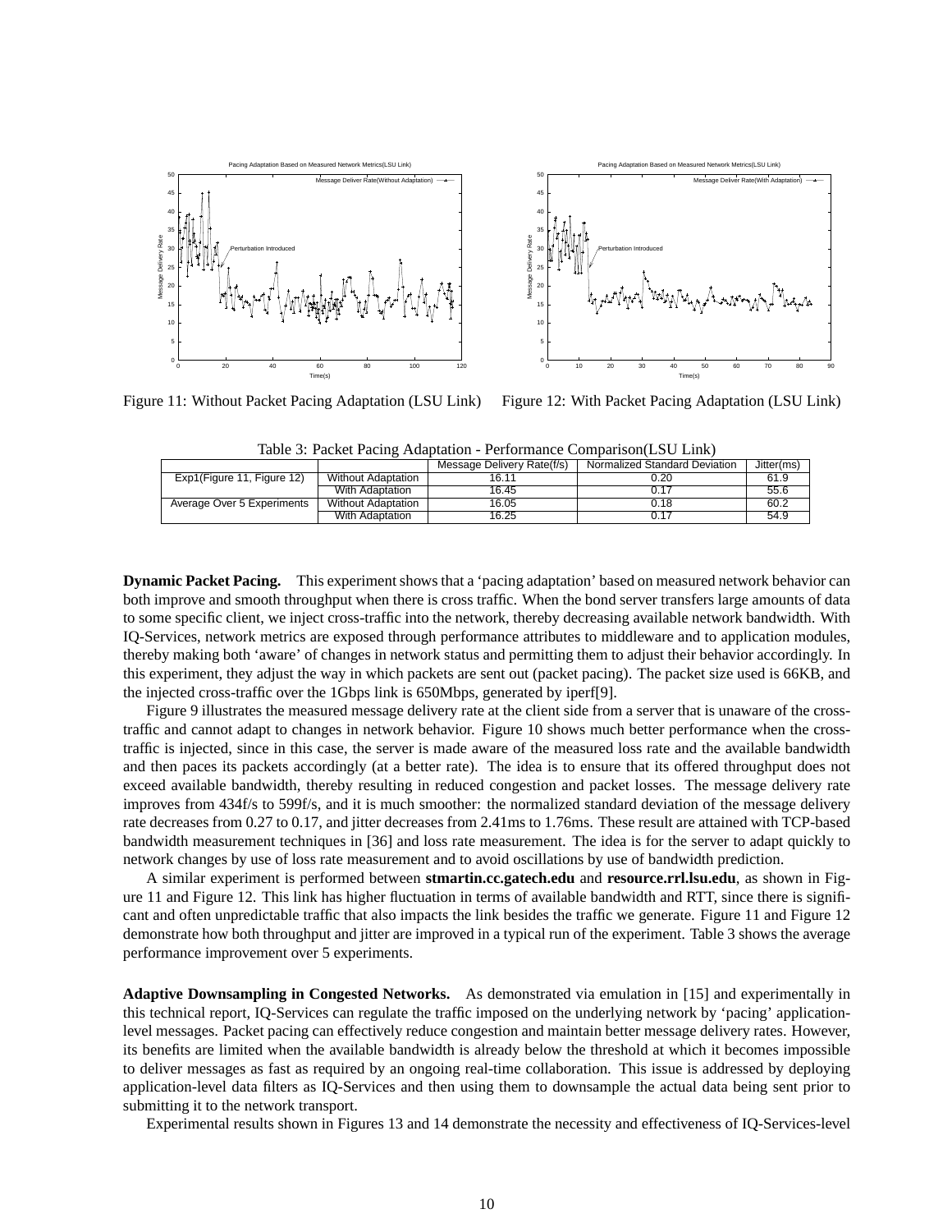Figure 11: Without Packet Pacing Adaptation (LSU Link)

Figure 12: With Packet Pacing Adaptation (LSU Link)

Table 3: Packet Pacing Adaptation - Performance Comparison(LSU Link)

| | | Message Delivery Rate(f/s) | Normalized Standard Deviation | Jitter(ms) |
|---|---|---|---|---|
| Exp1(Figure 11, Figure 12) | Without Adaptation | 16.11 | 0.20 | 61.9 |
| | With Adaptation | 16.45 | 0.17 | 55.6 |
| Average Over 5 Experiments | Without Adaptation | 16.05 | 0.18 | 60.2 |
| | With Adaptation | 16.25 | 0.17 | 54.9 |

**Dynamic Packet Pacing.** This experiment shows that a 'pacing adaptation' based on measured network behavior can both improve and smooth throughput when there is cross traffic. When the bond server transfers large amounts of data to some specific client, we inject cross-traffic into the network, thereby decreasing available network bandwidth. With IQ-Services, network metrics are exposed through performance attributes to middleware and to application modules, thereby making both 'aware' of changes in network status and permitting them to adjust their behavior accordingly. In this experiment, they adjust the way in which packets are sent out (packet pacing). The packet size used is 66KB, and the injected cross-traffic over the 1Gbps link is 650Mbps, generated by iperf[9].

Figure 9 illustrates the measured message delivery rate at the client side from a server that is unaware of the cross-traffic and cannot adapt to changes in network behavior. Figure 10 shows much better performance when the cross-traffic is injected, since in this case, the server is made aware of the measured loss rate and the available bandwidth and then paces its packets accordingly (at a better rate). The idea is to ensure that its offered throughput does not exceed available bandwidth, thereby resulting in reduced congestion and packet losses. The message delivery rate improves from 434f/s to 599f/s, and it is much smoother: the normalized standard deviation of the message delivery rate decreases from 0.27 to 0.17, and jitter decreases from 2.41ms to 1.76ms. These result are attained with TCP-based bandwidth measurement techniques in [36] and loss rate measurement. The idea is for the server to adapt quickly to network changes by use of loss rate measurement and to avoid oscillations by use of bandwidth prediction.

A similar experiment is performed between **stmartin.cc.gatech.edu** and **resource.rrl.lsu.edu**, as shown in Figure 11 and Figure 12. This link has higher fluctuation in terms of available bandwidth and RTT, since there is significant and often unpredictable traffic that also impacts the link besides the traffic we generate. Figure 11 and Figure 12 demonstrate how both throughput and jitter are improved in a typical run of the experiment. Table 3 shows the average performance improvement over 5 experiments.

**Adaptive Downsampling in Congested Networks.** As demonstrated via emulation in [15] and experimentally in this technical report, IQ-Services can regulate the traffic imposed on the underlying network by 'pacing' application-level messages. Packet pacing can effectively reduce congestion and maintain better message delivery rates. However, its benefits are limited when the available bandwidth is already below the threshold at which it becomes impossible to deliver messages as fast as required by an ongoing real-time collaboration. This issue is addressed by deploying application-level data filters as IQ-Services and then using them to downsample the actual data being sent prior to submitting it to the network transport.

Experimental results shown in Figures 13 and 14 demonstrate the necessity and effectiveness of IQ-Services-level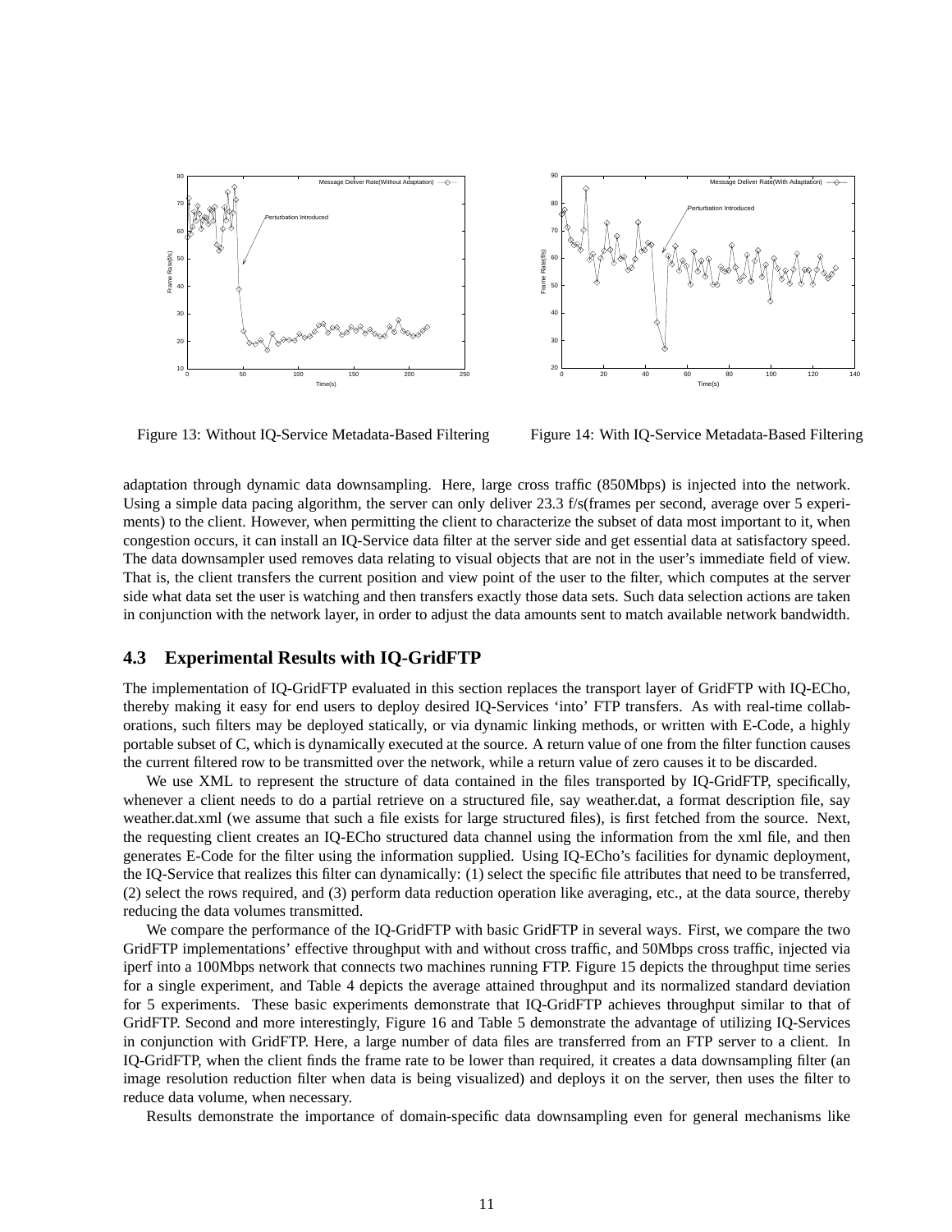Figure 13: Without IQ-Service Metadata-Based Filtering

Figure 14: With IQ-Service Metadata-Based Filtering

adaptation through dynamic data downsampling. Here, large cross traffic (850Mbps) is injected into the network. Using a simple data pacing algorithm, the server can only deliver 23.3 f/s(frames per second, average over 5 experiments) to the client. However, when permitting the client to characterize the subset of data most important to it, when congestion occurs, it can install an IQ-Service data filter at the server side and get essential data at satisfactory speed. The data downsampler used removes data relating to visual objects that are not in the user's immediate field of view. That is, the client transfers the current position and view point of the user to the filter, which computes at the server side what data set the user is watching and then transfers exactly those data sets. Such data selection actions are taken in conjunction with the network layer, in order to adjust the data amounts sent to match available network bandwidth.

### 4.3 Experimental Results with IQ-GridFTP

The implementation of IQ-GridFTP evaluated in this section replaces the transport layer of GridFTP with IQ-ECho, thereby making it easy for end users to deploy desired IQ-Services 'into' FTP transfers. As with real-time collaborations, such filters may be deployed statically, or via dynamic linking methods, or written with E-Code, a highly portable subset of C, which is dynamically executed at the source. A return value of one from the filter function causes the current filtered row to be transmitted over the network, while a return value of zero causes it to be discarded.

We use XML to represent the structure of data contained in the files transported by IQ-GridFTP, specifically, whenever a client needs to do a partial retrieve on a structured file, say weather.dat, a format description file, say weather.dat.xml (we assume that such a file exists for large structured files), is first fetched from the source. Next, the requesting client creates an IQ-ECho structured data channel using the information from the xml file, and then generates E-Code for the filter using the information supplied. Using IQ-ECho's facilities for dynamic deployment, the IQ-Service that realizes this filter can dynamically: (1) select the specific file attributes that need to be transferred, (2) select the rows required, and (3) perform data reduction operation like averaging, etc., at the data source, thereby reducing the data volumes transmitted.

We compare the performance of the IQ-GridFTP with basic GridFTP in several ways. First, we compare the two GridFTP implementations' effective throughput with and without cross traffic, and 50Mbps cross traffic, injected via iperf into a 100Mbps network that connects two machines running FTP. Figure 15 depicts the throughput time series for a single experiment, and Table 4 depicts the average attained throughput and its normalized standard deviation for 5 experiments. These basic experiments demonstrate that IQ-GridFTP achieves throughput similar to that of GridFTP. Second and more interestingly, Figure 16 and Table 5 demonstrate the advantage of utilizing IQ-Services in conjunction with GridFTP. Here, a large number of data files are transferred from an FTP server to a client. In IQ-GridFTP, when the client finds the frame rate to be lower than required, it creates a data downsampling filter (an image resolution reduction filter when data is being visualized) and deploys it on the server, then uses the filter to reduce data volume, when necessary.

Results demonstrate the importance of domain-specific data downsampling even for general mechanisms like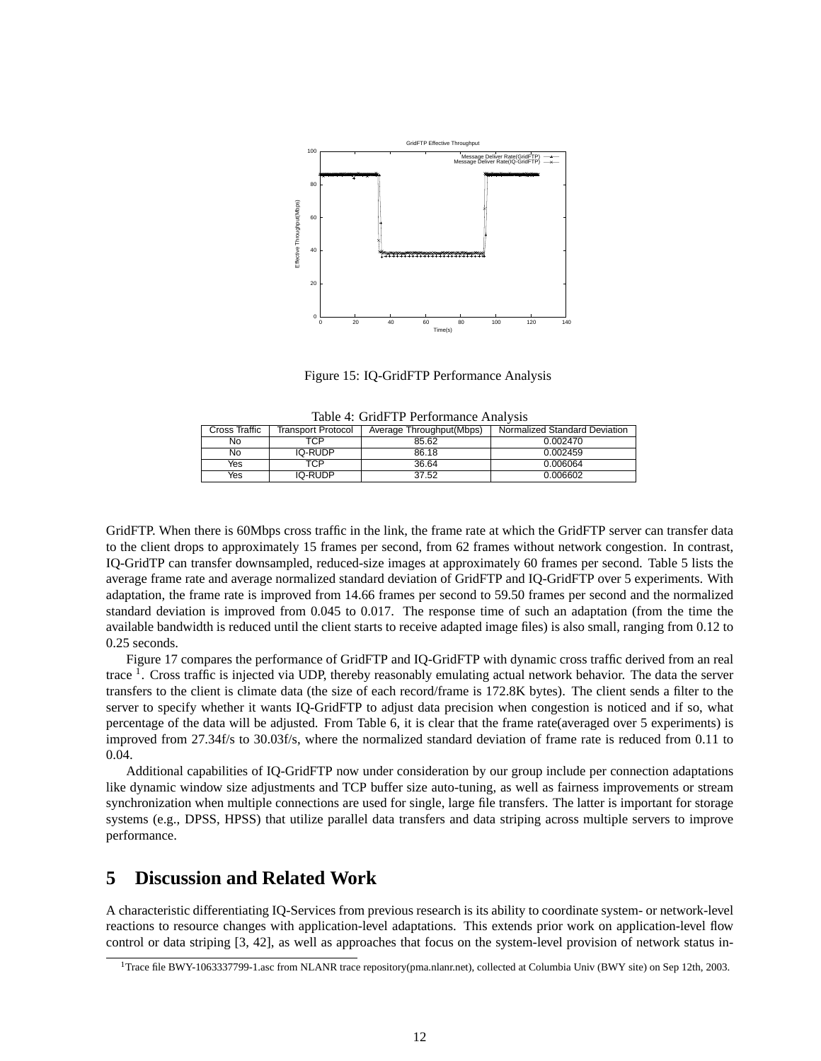Figure 15: IQ-GridFTP Performance Analysis

Table 4: GridFTP Performance Analysis

| Cross Traffic | Transport Protocol | Average Throughput(Mbps) | Normalized Standard Deviation |
|---|---|---|---|
| No | TCP | 85.62 | 0.002470 |
| No | IQ-RUDP | 86.18 | 0.002459 |
| Yes | TCP | 36.64 | 0.006064 |
| Yes | IQ-RUDP | 37.52 | 0.006602 |

GridFTP. When there is 60Mbps cross traffic in the link, the frame rate at which the GridFTP server can transfer data to the client drops to approximately 15 frames per second, from 62 frames without network congestion. In contrast, IQ-GridTP can transfer downsampled, reduced-size images at approximately 60 frames per second. Table 5 lists the average frame rate and average normalized standard deviation of GridFTP and IQ-GridFTP over 5 experiments. With adaptation, the frame rate is improved from 14.66 frames per second to 59.50 frames per second and the normalized standard deviation is improved from 0.045 to 0.017. The response time of such an adaptation (from the time the available bandwidth is reduced until the client starts to receive adapted image files) is also small, ranging from 0.12 to 0.25 seconds.

Figure 17 compares the performance of GridFTP and IQ-GridFTP with dynamic cross traffic derived from an real trace [1]. Cross traffic is injected via UDP, thereby reasonably emulating actual network behavior. The data the server transfers to the client is climate data (the size of each record/frame is 172.8K bytes). The client sends a filter to the server to specify whether it wants IQ-GridFTP to adjust data precision when congestion is noticed and if so, what percentage of the data will be adjusted. From Table 6, it is clear that the frame rate(averaged over 5 experiments) is improved from 27.34f/s to 30.03f/s, where the normalized standard deviation of frame rate is reduced from 0.11 to 0.04.

Additional capabilities of IQ-GridFTP now under consideration by our group include per connection adaptations like dynamic window size adjustments and TCP buffer size auto-tuning, as well as fairness improvements or stream synchronization when multiple connections are used for single, large file transfers. The latter is important for storage systems (e.g., DPSS, HPSS) that utilize parallel data transfers and data striping across multiple servers to improve performance.

## 5 Discussion and Related Work

A characteristic differentiating IQ-Services from previous research is its ability to coordinate system- or network-level reactions to resource changes with application-level adaptations. This extends prior work on application-level flow control or data striping [3, 42], as well as approaches that focus on the system-level provision of network status in-

[1] Trace file BWY-1063337799-1.asc from NLANR trace repository(pma.nlanr.net), collected at Columbia Univ (BWY site) on Sep 12th, 2003.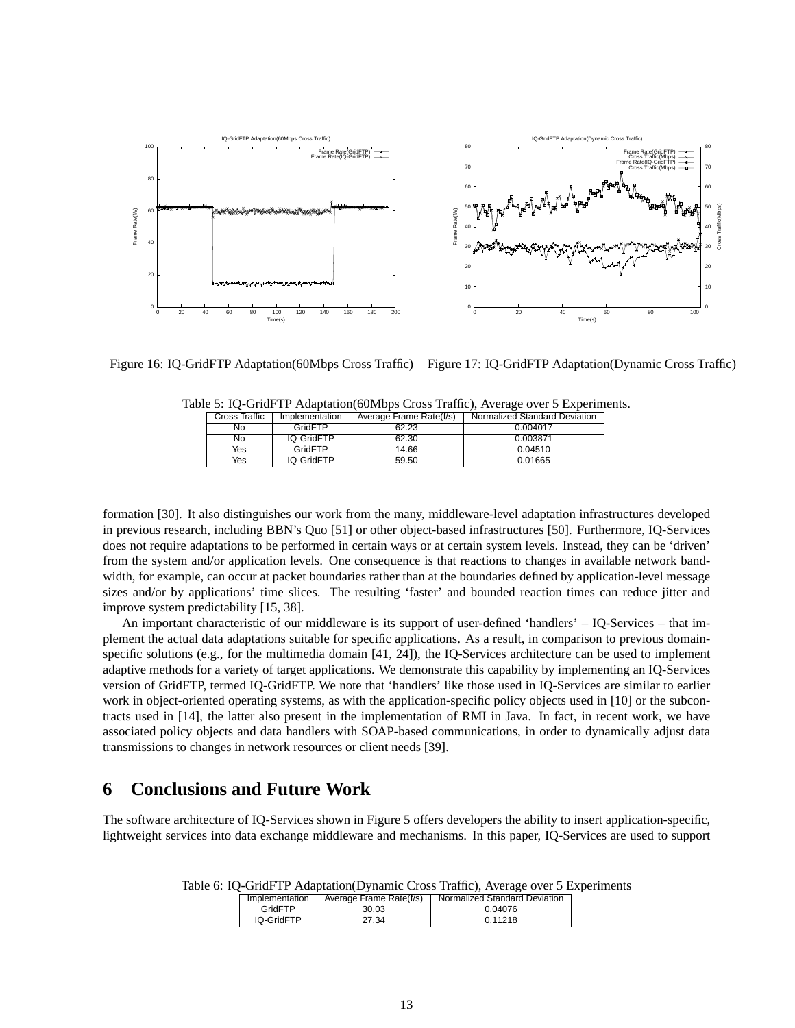Figure 16: IQ-GridFTP Adaptation(60Mbps Cross Traffic)

Figure 17: IQ-GridFTP Adaptation(Dynamic Cross Traffic)

Table 5: IQ-GridFTP Adaptation(60Mbps Cross Traffic), Average over 5 Experiments.

| Cross Traffic | Implementation | Average Frame Rate(f/s) | Normalized Standard Deviation |
|---|---|---|---|
| No | GridFTP | 62.23 | 0.004017 |
| No | IQ-GridFTP | 62.30 | 0.003871 |
| Yes | GridFTP | 14.66 | 0.04510 |
| Yes | IQ-GridFTP | 59.50 | 0.01665 |

formation [30]. It also distinguishes our work from the many, middleware-level adaptation infrastructures developed in previous research, including BBN's Quo [51] or other object-based infrastructures [50]. Furthermore, IQ-Services does not require adaptations to be performed in certain ways or at certain system levels. Instead, they can be 'driven' from the system and/or application levels. One consequence is that reactions to changes in available network bandwidth, for example, can occur at packet boundaries rather than at the boundaries defined by application-level message sizes and/or by applications' time slices. The resulting 'faster' and bounded reaction times can reduce jitter and improve system predictability [15, 38].

An important characteristic of our middleware is its support of user-defined 'handlers' – IQ-Services – that implement the actual data adaptations suitable for specific applications. As a result, in comparison to previous domain-specific solutions (e.g., for the multimedia domain [41, 24]), the IQ-Services architecture can be used to implement adaptive methods for a variety of target applications. We demonstrate this capability by implementing an IQ-Services version of GridFTP, termed IQ-GridFTP. We note that 'handlers' like those used in IQ-Services are similar to earlier work in object-oriented operating systems, as with the application-specific policy objects used in [10] or the subcontracts used in [14], the latter also present in the implementation of RMI in Java. In fact, in recent work, we have associated policy objects and data handlers with SOAP-based communications, in order to dynamically adjust data transmissions to changes in network resources or client needs [39].

# 6 Conclusions and Future Work

The software architecture of IQ-Services shown in Figure 5 offers developers the ability to insert application-specific, lightweight services into data exchange middleware and mechanisms. In this paper, IQ-Services are used to support

Table 6: IQ-GridFTP Adaptation(Dynamic Cross Traffic), Average over 5 Experiments

| Implementation | Average Frame Rate(f/s) | Normalized Standard Deviation |
|---|---|---|
| GridFTP | 30.03 | 0.04076 |
| IQ-GridFTP | 27.34 | 0.11218 |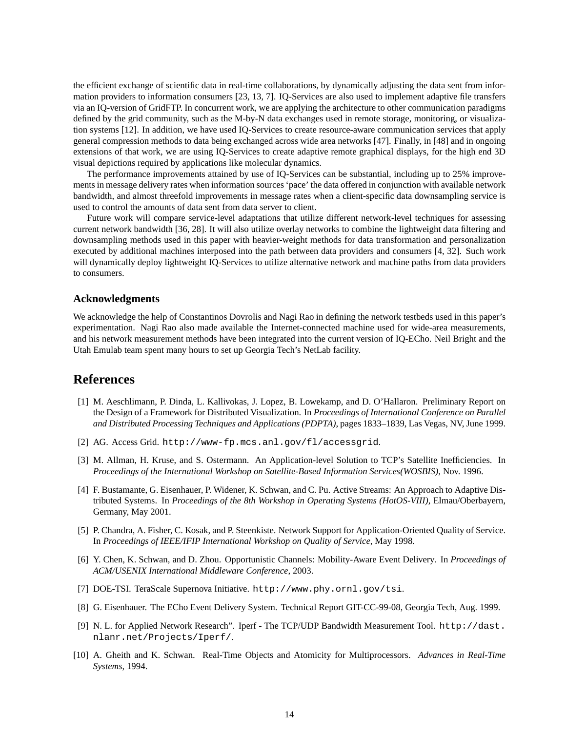the efficient exchange of scientific data in real-time collaborations, by dynamically adjusting the data sent from information providers to information consumers [23, 13, 7]. IQ-Services are also used to implement adaptive file transfers via an IQ-version of GridFTP. In concurrent work, we are applying the architecture to other communication paradigms defined by the grid community, such as the M-by-N data exchanges used in remote storage, monitoring, or visualization systems [12]. In addition, we have used IQ-Services to create resource-aware communication services that apply general compression methods to data being exchanged across wide area networks [47]. Finally, in [48] and in ongoing extensions of that work, we are using IQ-Services to create adaptive remote graphical displays, for the high end 3D visual depictions required by applications like molecular dynamics.

The performance improvements attained by use of IQ-Services can be substantial, including up to 25% improvements in message delivery rates when information sources 'pace' the data offered in conjunction with available network bandwidth, and almost threefold improvements in message rates when a client-specific data downsampling service is used to control the amounts of data sent from data server to client.

Future work will compare service-level adaptations that utilize different network-level techniques for assessing current network bandwidth [36, 28]. It will also utilize overlay networks to combine the lightweight data filtering and downsampling methods used in this paper with heavier-weight methods for data transformation and personalization executed by additional machines interposed into the path between data providers and consumers [4, 32]. Such work will dynamically deploy lightweight IQ-Services to utilize alternative network and machine paths from data providers to consumers.

### Acknowledgments

We acknowledge the help of Constantinos Dovrolis and Nagi Rao in defining the network testbeds used in this paper's experimentation. Nagi Rao also made available the Internet-connected machine used for wide-area measurements, and his network measurement methods have been integrated into the current version of IQ-ECho. Neil Bright and the Utah Emulab team spent many hours to set up Georgia Tech's NetLab facility.

## References

[1] M. Aeschlimann, P. Dinda, L. Kallivokas, J. Lopez, B. Lowekamp, and D. O'Hallaron. Preliminary Report on the Design of a Framework for Distributed Visualization. In *Proceedings of International Conference on Parallel and Distributed Processing Techniques and Applications (PDPTA)*, pages 1833–1839, Las Vegas, NV, June 1999.

[2] AG. Access Grid. http://www-fp.mcs.anl.gov/fl/accessgrid.

[3] M. Allman, H. Kruse, and S. Ostermann. An Application-level Solution to TCP's Satellite Inefficiencies. In *Proceedings of the International Workshop on Satellite-Based Information Services(WOSBIS)*, Nov. 1996.

[4] F. Bustamante, G. Eisenhauer, P. Widener, K. Schwan, and C. Pu. Active Streams: An Approach to Adaptive Distributed Systems. In *Proceedings of the 8th Workshop in Operating Systems (HotOS-VIII)*, Elmau/Oberbayern, Germany, May 2001.

[5] P. Chandra, A. Fisher, C. Kosak, and P. Steenkiste. Network Support for Application-Oriented Quality of Service. In *Proceedings of IEEE/IFIP International Workshop on Quality of Service*, May 1998.

[6] Y. Chen, K. Schwan, and D. Zhou. Opportunistic Channels: Mobility-Aware Event Delivery. In *Proceedings of ACM/USENIX International Middleware Conference*, 2003.

[7] DOE-TSI. TeraScale Supernova Initiative. http://www.phy.ornl.gov/tsi.

[8] G. Eisenhauer. The ECho Event Delivery System. Technical Report GIT-CC-99-08, Georgia Tech, Aug. 1999.

[9] N. L. for Applied Network Research". Iperf - The TCP/UDP Bandwidth Measurement Tool. http://dast.nlanr.net/Projects/Iperf/.

[10] A. Gheith and K. Schwan. Real-Time Objects and Atomicity for Multiprocessors. *Advances in Real-Time Systems*, 1994.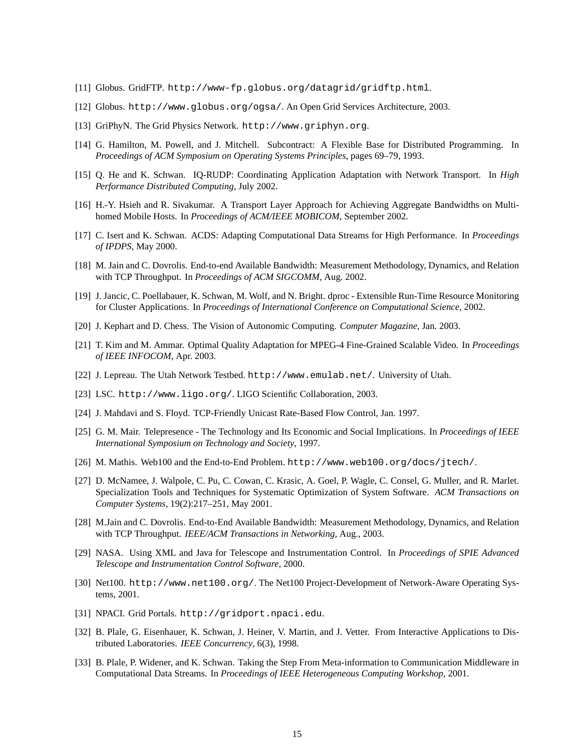[11] Globus. GridFTP. `http://www-fp.globus.org/datagrid/gridftp.html`.

[12] Globus. `http://www.globus.org/ogsa/`. An Open Grid Services Architecture, 2003.

[13] GriPhyN. The Grid Physics Network. `http://www.griphyn.org`.

[14] G. Hamilton, M. Powell, and J. Mitchell. Subcontract: A Flexible Base for Distributed Programming. In *Proceedings of ACM Symposium on Operating Systems Principles*, pages 69–79, 1993.

[15] Q. He and K. Schwan. IQ-RUDP: Coordinating Application Adaptation with Network Transport. In *High Performance Distributed Computing*, July 2002.

[16] H.-Y. Hsieh and R. Sivakumar. A Transport Layer Approach for Achieving Aggregate Bandwidths on Multi-homed Mobile Hosts. In *Proceedings of ACM/IEEE MOBICOM*, September 2002.

[17] C. Isert and K. Schwan. ACDS: Adapting Computational Data Streams for High Performance. In *Proceedings of IPDPS*, May 2000.

[18] M. Jain and C. Dovrolis. End-to-end Available Bandwidth: Measurement Methodology, Dynamics, and Relation with TCP Throughput. In *Proceedings of ACM SIGCOMM*, Aug. 2002.

[19] J. Jancic, C. Poellabauer, K. Schwan, M. Wolf, and N. Bright. dproc - Extensible Run-Time Resource Monitoring for Cluster Applications. In *Proceedings of International Conference on Computational Science*, 2002.

[20] J. Kephart and D. Chess. The Vision of Autonomic Computing. *Computer Magazine*, Jan. 2003.

[21] T. Kim and M. Ammar. Optimal Quality Adaptation for MPEG-4 Fine-Grained Scalable Video. In *Proceedings of IEEE INFOCOM*, Apr. 2003.

[22] J. Lepreau. The Utah Network Testbed. `http://www.emulab.net/`. University of Utah.

[23] LSC. `http://www.ligo.org/`. LIGO Scientific Collaboration, 2003.

[24] J. Mahdavi and S. Floyd. TCP-Friendly Unicast Rate-Based Flow Control, Jan. 1997.

[25] G. M. Mair. Telepresence - The Technology and Its Economic and Social Implications. In *Proceedings of IEEE International Symposium on Technology and Society*, 1997.

[26] M. Mathis. Web100 and the End-to-End Problem. `http://www.web100.org/docs/jtech/`.

[27] D. McNamee, J. Walpole, C. Pu, C. Cowan, C. Krasic, A. Goel, P. Wagle, C. Consel, G. Muller, and R. Marlet. Specialization Tools and Techniques for Systematic Optimization of System Software. *ACM Transactions on Computer Systems*, 19(2):217–251, May 2001.

[28] M.Jain and C. Dovrolis. End-to-End Available Bandwidth: Measurement Methodology, Dynamics, and Relation with TCP Throughput. *IEEE/ACM Transactions in Networking*, Aug., 2003.

[29] NASA. Using XML and Java for Telescope and Instrumentation Control. In *Proceedings of SPIE Advanced Telescope and Instrumentation Control Software*, 2000.

[30] Net100. `http://www.net100.org/`. The Net100 Project-Development of Network-Aware Operating Systems, 2001.

[31] NPACI. Grid Portals. `http://gridport.npaci.edu`.

[32] B. Plale, G. Eisenhauer, K. Schwan, J. Heiner, V. Martin, and J. Vetter. From Interactive Applications to Distributed Laboratories. *IEEE Concurrency*, 6(3), 1998.

[33] B. Plale, P. Widener, and K. Schwan. Taking the Step From Meta-information to Communication Middleware in Computational Data Streams. In *Proceedings of IEEE Heterogeneous Computing Workshop*, 2001.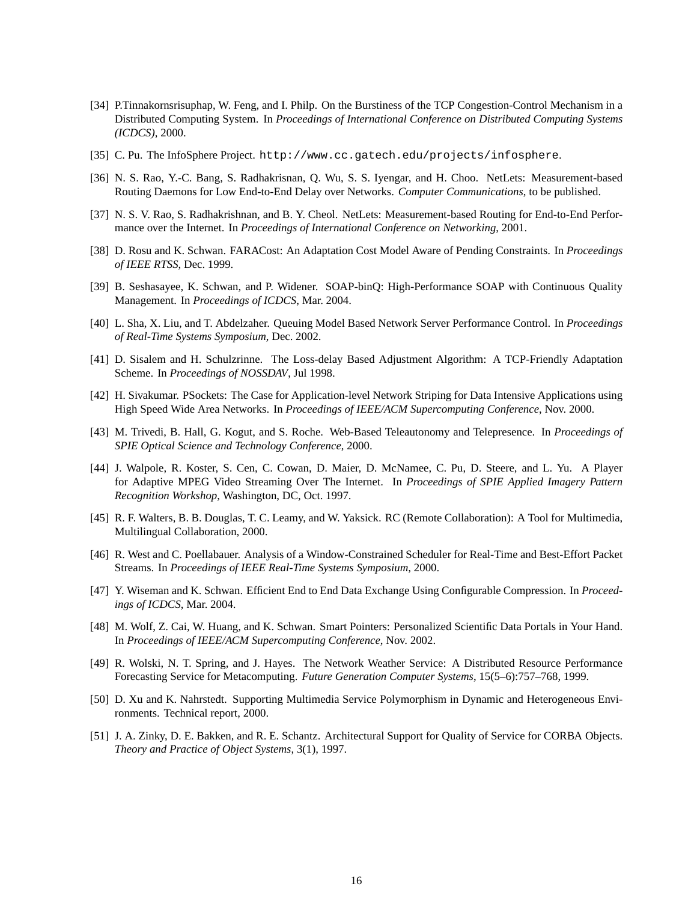[34] P.Tinnakornsrisuphap, W. Feng, and I. Philp. On the Burstiness of the TCP Congestion-Control Mechanism in a Distributed Computing System. In *Proceedings of International Conference on Distributed Computing Systems (ICDCS)*, 2000.

[35] C. Pu. The InfoSphere Project. `http://www.cc.gatech.edu/projects/infosphere`.

[36] N. S. Rao, Y.-C. Bang, S. Radhakrisnan, Q. Wu, S. S. Iyengar, and H. Choo. NetLets: Measurement-based Routing Daemons for Low End-to-End Delay over Networks. *Computer Communications*, to be published.

[37] N. S. V. Rao, S. Radhakrishnan, and B. Y. Cheol. NetLets: Measurement-based Routing for End-to-End Performance over the Internet. In *Proceedings of International Conference on Networking*, 2001.

[38] D. Rosu and K. Schwan. FARACost: An Adaptation Cost Model Aware of Pending Constraints. In *Proceedings of IEEE RTSS*, Dec. 1999.

[39] B. Seshasayee, K. Schwan, and P. Widener. SOAP-binQ: High-Performance SOAP with Continuous Quality Management. In *Proceedings of ICDCS*, Mar. 2004.

[40] L. Sha, X. Liu, and T. Abdelzaher. Queuing Model Based Network Server Performance Control. In *Proceedings of Real-Time Systems Symposium*, Dec. 2002.

[41] D. Sisalem and H. Schulzrinne. The Loss-delay Based Adjustment Algorithm: A TCP-Friendly Adaptation Scheme. In *Proceedings of NOSSDAV*, Jul 1998.

[42] H. Sivakumar. PSockets: The Case for Application-level Network Striping for Data Intensive Applications using High Speed Wide Area Networks. In *Proceedings of IEEE/ACM Supercomputing Conference*, Nov. 2000.

[43] M. Trivedi, B. Hall, G. Kogut, and S. Roche. Web-Based Teleautonomy and Telepresence. In *Proceedings of SPIE Optical Science and Technology Conference*, 2000.

[44] J. Walpole, R. Koster, S. Cen, C. Cowan, D. Maier, D. McNamee, C. Pu, D. Steere, and L. Yu. A Player for Adaptive MPEG Video Streaming Over The Internet. In *Proceedings of SPIE Applied Imagery Pattern Recognition Workshop*, Washington, DC, Oct. 1997.

[45] R. F. Walters, B. B. Douglas, T. C. Leamy, and W. Yaksick. RC (Remote Collaboration): A Tool for Multimedia, Multilingual Collaboration, 2000.

[46] R. West and C. Poellabauer. Analysis of a Window-Constrained Scheduler for Real-Time and Best-Effort Packet Streams. In *Proceedings of IEEE Real-Time Systems Symposium*, 2000.

[47] Y. Wiseman and K. Schwan. Efficient End to End Data Exchange Using Configurable Compression. In *Proceedings of ICDCS*, Mar. 2004.

[48] M. Wolf, Z. Cai, W. Huang, and K. Schwan. Smart Pointers: Personalized Scientific Data Portals in Your Hand. In *Proceedings of IEEE/ACM Supercomputing Conference*, Nov. 2002.

[49] R. Wolski, N. T. Spring, and J. Hayes. The Network Weather Service: A Distributed Resource Performance Forecasting Service for Metacomputing. *Future Generation Computer Systems*, 15(5–6):757–768, 1999.

[50] D. Xu and K. Nahrstedt. Supporting Multimedia Service Polymorphism in Dynamic and Heterogeneous Environments. Technical report, 2000.

[51] J. A. Zinky, D. E. Bakken, and R. E. Schantz. Architectural Support for Quality of Service for CORBA Objects. *Theory and Practice of Object Systems*, 3(1), 1997.